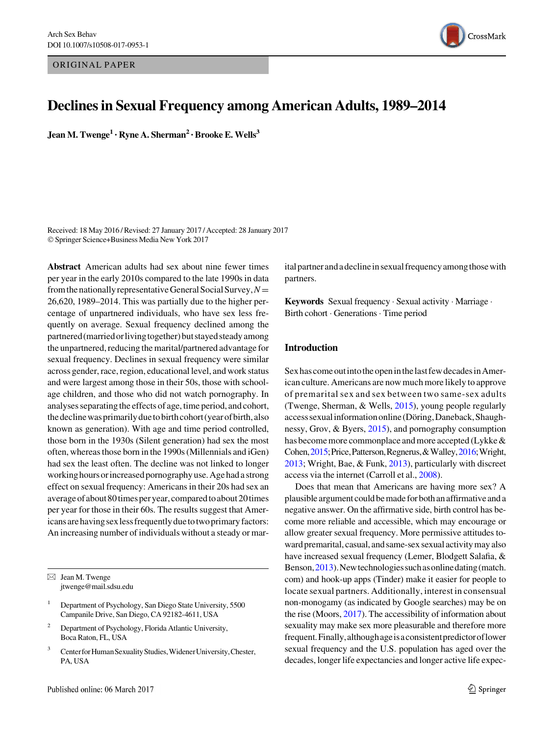ORIGINAL PAPER

# Declines in Sexual Frequency among American Adults, 1989–2014

**Jean M. Twenge[1] · Ryne A. Sherman[2] · Brooke E. Wells[3]**

Received: 18 May 2016 / Revised: 27 January 2017 / Accepted: 28 January 2017
© Springer Science+Business Media New York 2017

**Abstract** American adults had sex about nine fewer times per year in the early 2010s compared to the late 1990s in data from the nationally representative General Social Survey, $N = 26{,}620$, 1989–2014. This was partially due to the higher percentage of unpartnered individuals, who have sex less frequently on average. Sexual frequency declined among the partnered (married or living together) but stayed steady among the unpartnered, reducing the marital/partnered advantage for sexual frequency. Declines in sexual frequency were similar across gender, race, region, educational level, and work status and were largest among those in their 50s, those with school-age children, and those who did not watch pornography. In analyses separating the effects of age, time period, and cohort, the decline was primarily due to birth cohort (year of birth, also known as generation). With age and time period controlled, those born in the 1930s (Silent generation) had sex the most often, whereas those born in the 1990s (Millennials and iGen) had sex the least often. The decline was not linked to longer working hours or increased pornography use. Age had a strong effect on sexual frequency: Americans in their 20s had sex an average of about 80 times per year, compared to about 20 times per year for those in their 60s. The results suggest that Americans are having sex less frequently due to two primary factors: An increasing number of individuals without a steady or marital partner and a decline in sexual frequency among those with partners.

**Keywords** Sexual frequency · Sexual activity · Marriage · Birth cohort · Generations · Time period

## Introduction

Sex has come out into the open in the last few decades in American culture. Americans are now much more likely to approve of premarital sex and sex between two same-sex adults (Twenge, Sherman, & Wells, 2015), young people regularly access sexual information online (Döring, Daneback, Shaughnessy, Grov, & Byers, 2015), and pornography consumption has become more commonplace and more accepted (Lykke & Cohen, 2015; Price, Patterson, Regnerus, & Walley, 2016; Wright, 2013; Wright, Bae, & Funk, 2013), particularly with discreet access via the internet (Carroll et al., 2008).

Does that mean that Americans are having more sex? A plausible argument could be made for both an affirmative and a negative answer. On the affirmative side, birth control has become more reliable and accessible, which may encourage or allow greater sexual frequency. More permissive attitudes toward premarital, casual, and same-sex sexual activity may also have increased sexual frequency (Lemer, Blodgett Salafia, & Benson, 2013). New technologies such as online dating (match.com) and hook-up apps (Tinder) make it easier for people to locate sexual partners. Additionally, interest in consensual non-monogamy (as indicated by Google searches) may be on the rise (Moors, 2017). The accessibility of information about sexuality may make sex more pleasurable and therefore more frequent. Finally, although age is a consistent predictor of lower sexual frequency and the U.S. population has aged over the decades, longer life expectancies and longer active life expec-

---

✉ Jean M. Twenge
jtwenge@mail.sdsu.edu

[1] Department of Psychology, San Diego State University, 5500 Campanile Drive, San Diego, CA 92182-4611, USA

[2] Department of Psychology, Florida Atlantic University, Boca Raton, FL, USA

[3] Center for Human Sexuality Studies, Widener University, Chester, PA, USA

Published online: 06 March 2017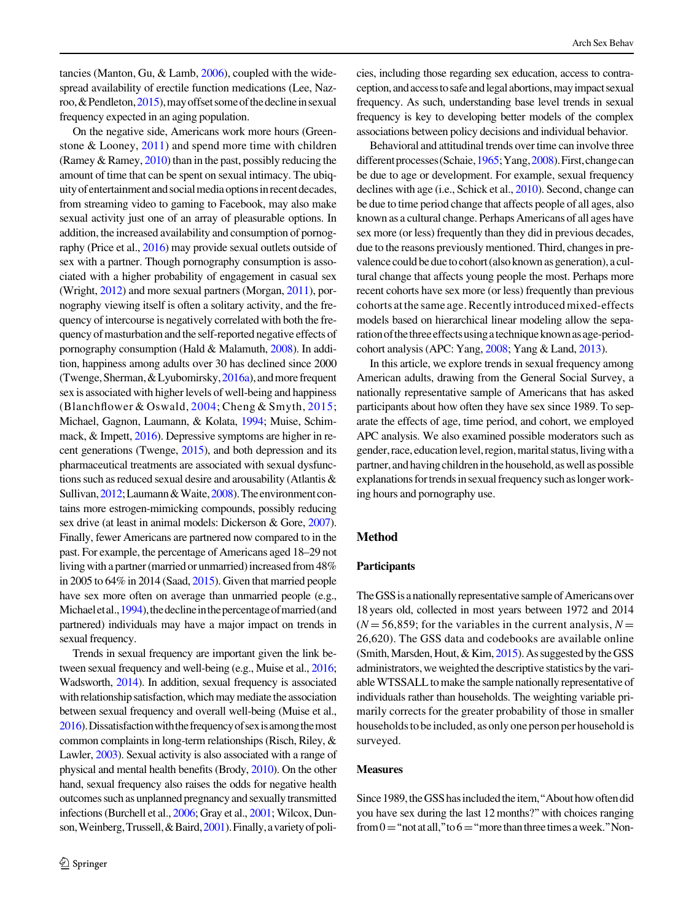tancies (Manton, Gu, & Lamb, 2006), coupled with the widespread availability of erectile function medications (Lee, Nazroo, & Pendleton, 2015), may offset some of the decline in sexual frequency expected in an aging population.

On the negative side, Americans work more hours (Greenstone & Looney, 2011) and spend more time with children (Ramey & Ramey, 2010) than in the past, possibly reducing the amount of time that can be spent on sexual intimacy. The ubiquity of entertainment and social media options in recent decades, from streaming video to gaming to Facebook, may also make sexual activity just one of an array of pleasurable options. In addition, the increased availability and consumption of pornography (Price et al., 2016) may provide sexual outlets outside of sex with a partner. Though pornography consumption is associated with a higher probability of engagement in casual sex (Wright, 2012) and more sexual partners (Morgan, 2011), pornography viewing itself is often a solitary activity, and the frequency of intercourse is negatively correlated with both the frequency of masturbation and the self-reported negative effects of pornography consumption (Hald & Malamuth, 2008). In addition, happiness among adults over 30 has declined since 2000 (Twenge, Sherman, & Lyubomirsky, 2016a), and more frequent sex is associated with higher levels of well-being and happiness (Blanchflower & Oswald, 2004; Cheng & Smyth, 2015; Michael, Gagnon, Laumann, & Kolata, 1994; Muise, Schimmack, & Impett, 2016). Depressive symptoms are higher in recent generations (Twenge, 2015), and both depression and its pharmaceutical treatments are associated with sexual dysfunctions such as reduced sexual desire and arousability (Atlantis & Sullivan, 2012; Laumann & Waite, 2008). The environment contains more estrogen-mimicking compounds, possibly reducing sex drive (at least in animal models: Dickerson & Gore, 2007). Finally, fewer Americans are partnered now compared to in the past. For example, the percentage of Americans aged 18–29 not living with a partner (married or unmarried) increased from 48% in 2005 to 64% in 2014 (Saad, 2015). Given that married people have sex more often on average than unmarried people (e.g., Michael et al., 1994), the decline in the percentage of married (and partnered) individuals may have a major impact on trends in sexual frequency.

Trends in sexual frequency are important given the link between sexual frequency and well-being (e.g., Muise et al., 2016; Wadsworth, 2014). In addition, sexual frequency is associated with relationship satisfaction, which may mediate the association between sexual frequency and overall well-being (Muise et al., 2016). Dissatisfaction with the frequency of sex is among the most common complaints in long-term relationships (Risch, Riley, & Lawler, 2003). Sexual activity is also associated with a range of physical and mental health benefits (Brody, 2010). On the other hand, sexual frequency also raises the odds for negative health outcomes such as unplanned pregnancy and sexually transmitted infections (Burchell et al., 2006; Gray et al., 2001; Wilcox, Dunson, Weinberg, Trussell, & Baird, 2001). Finally, a variety of policies, including those regarding sex education, access to contraception, and access to safe and legal abortions, may impact sexual frequency. As such, understanding base level trends in sexual frequency is key to developing better models of the complex associations between policy decisions and individual behavior.

Behavioral and attitudinal trends over time can involve three different processes (Schaie, 1965; Yang, 2008). First, change can be due to age or development. For example, sexual frequency declines with age (i.e., Schick et al., 2010). Second, change can be due to time period change that affects people of all ages, also known as a cultural change. Perhaps Americans of all ages have sex more (or less) frequently than they did in previous decades, due to the reasons previously mentioned. Third, changes in prevalence could be due to cohort (also known as generation), a cultural change that affects young people the most. Perhaps more recent cohorts have sex more (or less) frequently than previous cohorts at the same age. Recently introduced mixed-effects models based on hierarchical linear modeling allow the separation of the three effects using a technique known as age-period-cohort analysis (APC: Yang, 2008; Yang & Land, 2013).

In this article, we explore trends in sexual frequency among American adults, drawing from the General Social Survey, a nationally representative sample of Americans that has asked participants about how often they have sex since 1989. To separate the effects of age, time period, and cohort, we employed APC analysis. We also examined possible moderators such as gender, race, education level, region, marital status, living with a partner, and having children in the household, as well as possible explanations for trends in sexual frequency such as longer working hours and pornography use.

## Method

### Participants

The GSS is a nationally representative sample of Americans over 18 years old, collected in most years between 1972 and 2014 ($N = 56{,}859$; for the variables in the current analysis, $N = 26{,}620$). The GSS data and codebooks are available online (Smith, Marsden, Hout, & Kim, 2015). As suggested by the GSS administrators, we weighted the descriptive statistics by the variable WTSSALL to make the sample nationally representative of individuals rather than households. The weighting variable primarily corrects for the greater probability of those in smaller households to be included, as only one person per household is surveyed.

### Measures

Since 1989, the GSS has included the item, "About how often did you have sex during the last 12 months?" with choices ranging from 0 = "not at all," to 6 = "more than three times a week." Non-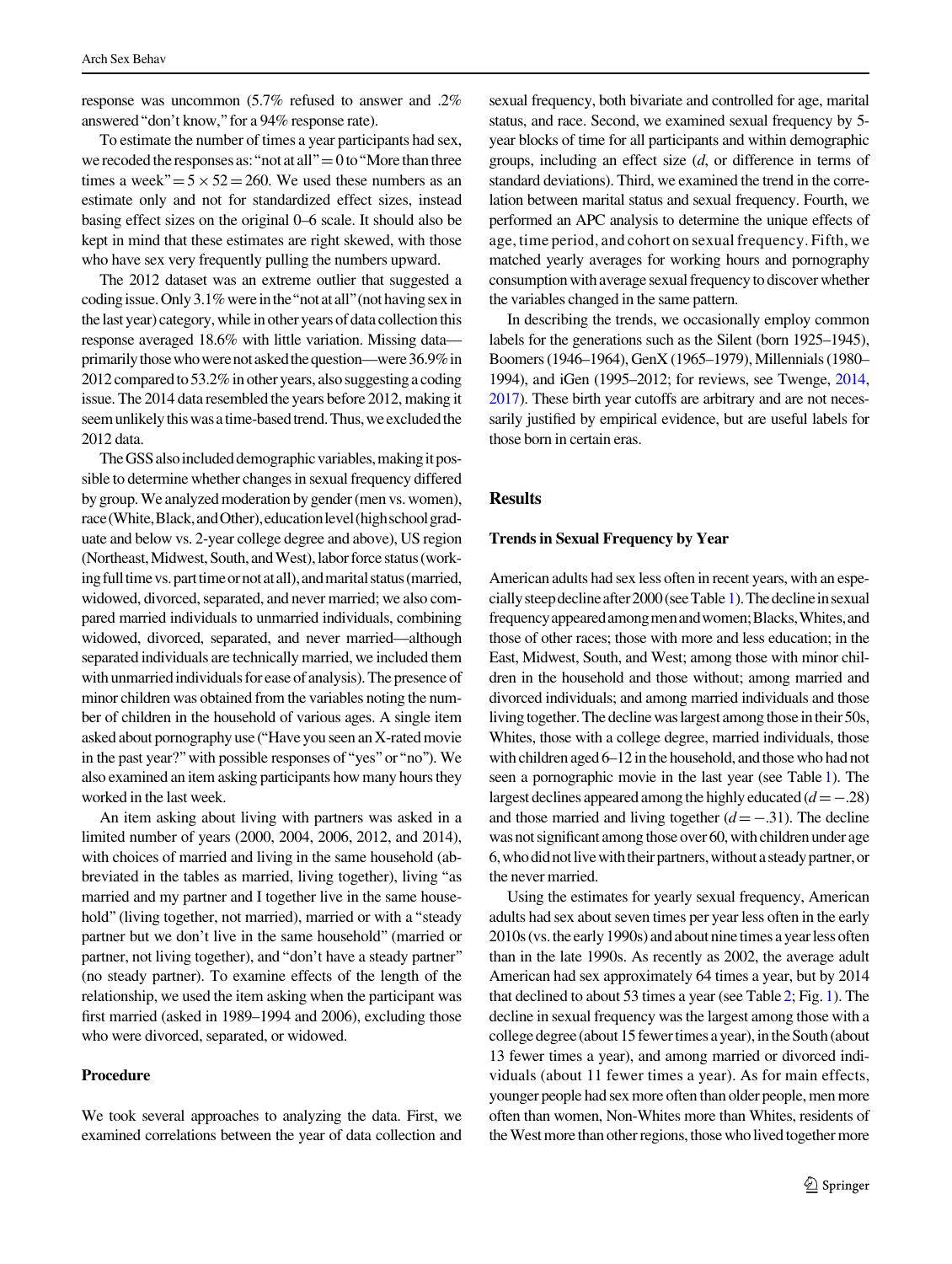response was uncommon (5.7% refused to answer and .2% answered "don't know," for a 94% response rate).

To estimate the number of times a year participants had sex, we recoded the responses as: "not at all" = 0 to "More than three times a week" = $5 \times 52 = 260$. We used these numbers as an estimate only and not for standardized effect sizes, instead basing effect sizes on the original 0–6 scale. It should also be kept in mind that these estimates are right skewed, with those who have sex very frequently pulling the numbers upward.

The 2012 dataset was an extreme outlier that suggested a coding issue. Only 3.1% were in the "not at all" (not having sex in the last year) category, while in other years of data collection this response averaged 18.6% with little variation. Missing data—primarily those who were not asked the question—were 36.9% in 2012 compared to 53.2% in other years, also suggesting a coding issue. The 2014 data resembled the years before 2012, making it seem unlikely this was a time-based trend. Thus, we excluded the 2012 data.

The GSS also included demographic variables, making it possible to determine whether changes in sexual frequency differed by group. We analyzed moderation by gender (men vs. women), race (White, Black, and Other), education level (high school graduate and below vs. 2-year college degree and above), US region (Northeast, Midwest, South, and West), labor force status (working full time vs. part time or not at all), and marital status (married, widowed, divorced, separated, and never married; we also compared married individuals to unmarried individuals, combining widowed, divorced, separated, and never married—although separated individuals are technically married, we included them with unmarried individuals for ease of analysis). The presence of minor children was obtained from the variables noting the number of children in the household of various ages. A single item asked about pornography use ("Have you seen an X-rated movie in the past year?" with possible responses of "yes" or "no"). We also examined an item asking participants how many hours they worked in the last week.

An item asking about living with partners was asked in a limited number of years (2000, 2004, 2006, 2012, and 2014), with choices of married and living in the same household (abbreviated in the tables as married, living together), living "as married and my partner and I together live in the same household" (living together, not married), married or with a "steady partner but we don't live in the same household" (married or partner, not living together), and "don't have a steady partner" (no steady partner). To examine effects of the length of the relationship, we used the item asking when the participant was first married (asked in 1989–1994 and 2006), excluding those who were divorced, separated, or widowed.

### Procedure

We took several approaches to analyzing the data. First, we examined correlations between the year of data collection and sexual frequency, both bivariate and controlled for age, marital status, and race. Second, we examined sexual frequency by 5-year blocks of time for all participants and within demographic groups, including an effect size ($d$, or difference in terms of standard deviations). Third, we examined the trend in the correlation between marital status and sexual frequency. Fourth, we performed an APC analysis to determine the unique effects of age, time period, and cohort on sexual frequency. Fifth, we matched yearly averages for working hours and pornography consumption with average sexual frequency to discover whether the variables changed in the same pattern.

In describing the trends, we occasionally employ common labels for the generations such as the Silent (born 1925–1945), Boomers (1946–1964), GenX (1965–1979), Millennials (1980–1994), and iGen (1995–2012; for reviews, see Twenge, 2014, 2017). These birth year cutoffs are arbitrary and are not necessarily justified by empirical evidence, but are useful labels for those born in certain eras.

## Results

### Trends in Sexual Frequency by Year

American adults had sex less often in recent years, with an especially steep decline after 2000 (see Table 1). The decline in sexual frequency appeared among men and women; Blacks, Whites, and those of other races; those with more and less education; in the East, Midwest, South, and West; among those with minor children in the household and those without; among married and divorced individuals; and among married individuals and those living together. The decline was largest among those in their 50s, Whites, those with a college degree, married individuals, those with children aged 6–12 in the household, and those who had not seen a pornographic movie in the last year (see Table 1). The largest declines appeared among the highly educated ($d = -.28$) and those married and living together ($d = -.31$). The decline was not significant among those over 60, with children under age 6, who did not live with their partners, without a steady partner, or the never married.

Using the estimates for yearly sexual frequency, American adults had sex about seven times per year less often in the early 2010s (vs. the early 1990s) and about nine times a year less often than in the late 1990s. As recently as 2002, the average adult American had sex approximately 64 times a year, but by 2014 that declined to about 53 times a year (see Table 2; Fig. 1). The decline in sexual frequency was the largest among those with a college degree (about 15 fewer times a year), in the South (about 13 fewer times a year), and among married or divorced individuals (about 11 fewer times a year). As for main effects, younger people had sex more often than older people, men more often than women, Non-Whites more than Whites, residents of the West more than other regions, those who lived together more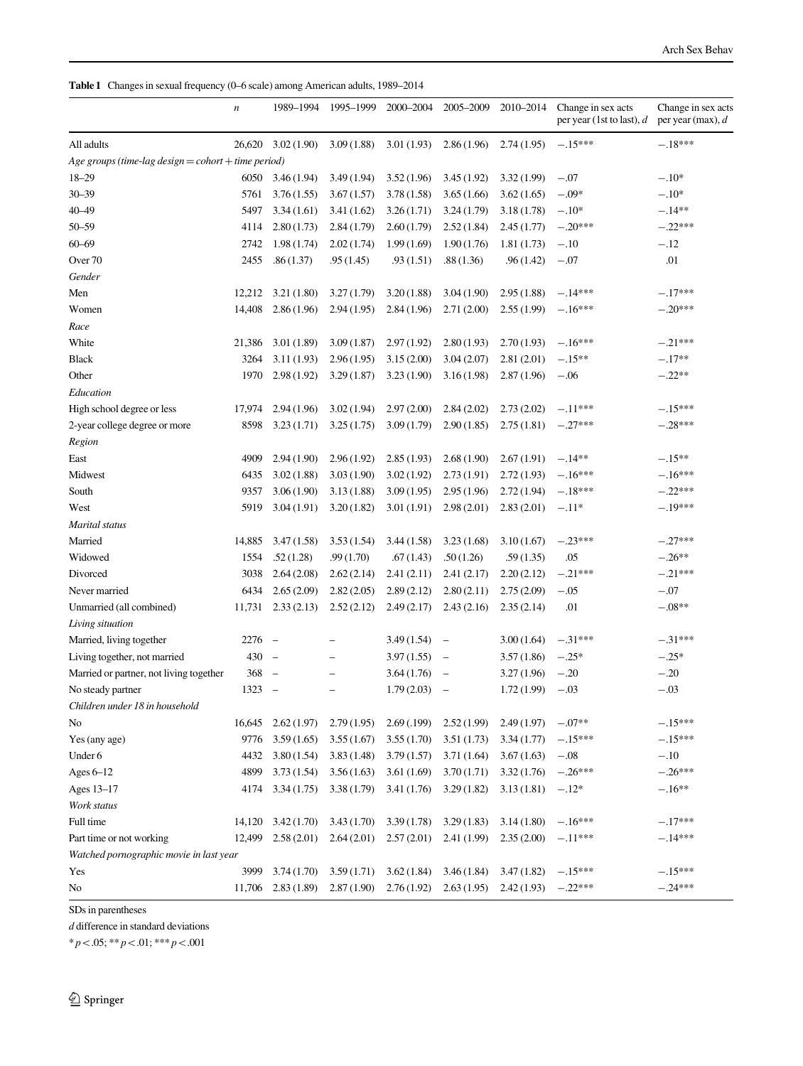**Table 1** Changes in sexual frequency (0–6 scale) among American adults, 1989–2014

| | *n* | 1989–1994 | 1995–1999 | 2000–2004 | 2005–2009 | 2010–2014 | Change in sex acts per year (1st to last), *d* | Change in sex acts per year (max), *d* |
|---|---|---|---|---|---|---|---|---|
| All adults | 26,620 | 3.02 (1.90) | 3.09 (1.88) | 3.01 (1.93) | 2.86 (1.96) | 2.74 (1.95) | −.15*** | −.18*** |
| *Age groups (time-lag design = cohort + time period)* | | | | | | | | |
| 18–29 | 6050 | 3.46 (1.94) | 3.49 (1.94) | 3.52 (1.96) | 3.45 (1.92) | 3.32 (1.99) | −.07 | −.10* |
| 30–39 | 5761 | 3.76 (1.55) | 3.67 (1.57) | 3.78 (1.58) | 3.65 (1.66) | 3.62 (1.65) | −.09* | −.10* |
| 40–49 | 5497 | 3.34 (1.61) | 3.41 (1.62) | 3.26 (1.71) | 3.24 (1.79) | 3.18 (1.78) | −.10* | −.14** |
| 50–59 | 4114 | 2.80 (1.73) | 2.84 (1.79) | 2.60 (1.79) | 2.52 (1.84) | 2.45 (1.77) | −.20*** | −.22*** |
| 60–69 | 2742 | 1.98 (1.74) | 2.02 (1.74) | 1.99 (1.69) | 1.90 (1.76) | 1.81 (1.73) | −.10 | −.12 |
| Over 70 | 2455 | .86 (1.37) | .95 (1.45) | .93 (1.51) | .88 (1.36) | .96 (1.42) | −.07 | .01 |
| *Gender* | | | | | | | | |
| Men | 12,212 | 3.21 (1.80) | 3.27 (1.79) | 3.20 (1.88) | 3.04 (1.90) | 2.95 (1.88) | −.14*** | −.17*** |
| Women | 14,408 | 2.86 (1.96) | 2.94 (1.95) | 2.84 (1.96) | 2.71 (2.00) | 2.55 (1.99) | −.16*** | −.20*** |
| *Race* | | | | | | | | |
| White | 21,386 | 3.01 (1.89) | 3.09 (1.87) | 2.97 (1.92) | 2.80 (1.93) | 2.70 (1.93) | −.16*** | −.21*** |
| Black | 3264 | 3.11 (1.93) | 2.96 (1.95) | 3.15 (2.00) | 3.04 (2.07) | 2.81 (2.01) | −.15** | −.17** |
| Other | 1970 | 2.98 (1.92) | 3.29 (1.87) | 3.23 (1.90) | 3.16 (1.98) | 2.87 (1.96) | −.06 | −.22** |
| *Education* | | | | | | | | |
| High school degree or less | 17,974 | 2.94 (1.96) | 3.02 (1.94) | 2.97 (2.00) | 2.84 (2.02) | 2.73 (2.02) | −.11*** | −.15*** |
| 2-year college degree or more | 8598 | 3.23 (1.71) | 3.25 (1.75) | 3.09 (1.79) | 2.90 (1.85) | 2.75 (1.81) | −.27*** | −.28*** |
| *Region* | | | | | | | | |
| East | 4909 | 2.94 (1.90) | 2.96 (1.92) | 2.85 (1.93) | 2.68 (1.90) | 2.67 (1.91) | −.14** | −.15** |
| Midwest | 6435 | 3.02 (1.88) | 3.03 (1.90) | 3.02 (1.92) | 2.73 (1.91) | 2.72 (1.93) | −.16*** | −.16*** |
| South | 9357 | 3.06 (1.90) | 3.13 (1.88) | 3.09 (1.95) | 2.95 (1.96) | 2.72 (1.94) | −.18*** | −.22*** |
| West | 5919 | 3.04 (1.91) | 3.20 (1.82) | 3.01 (1.91) | 2.98 (2.01) | 2.83 (2.01) | −.11* | −.19*** |
| *Marital status* | | | | | | | | |
| Married | 14,885 | 3.47 (1.58) | 3.53 (1.54) | 3.44 (1.58) | 3.23 (1.68) | 3.10 (1.67) | −.23*** | −.27*** |
| Widowed | 1554 | .52 (1.28) | .99 (1.70) | .67 (1.43) | .50 (1.26) | .59 (1.35) | .05 | −.26** |
| Divorced | 3038 | 2.64 (2.08) | 2.62 (2.14) | 2.41 (2.11) | 2.41 (2.17) | 2.20 (2.12) | −.21*** | −.21*** |
| Never married | 6434 | 2.65 (2.09) | 2.82 (2.05) | 2.89 (2.12) | 2.80 (2.11) | 2.75 (2.09) | −.05 | −.07 |
| Unmarried (all combined) | 11,731 | 2.33 (2.13) | 2.52 (2.12) | 2.49 (2.17) | 2.43 (2.16) | 2.35 (2.14) | .01 | −.08** |
| *Living situation* | | | | | | | | |
| Married, living together | 2276 | – | – | 3.49 (1.54) | – | 3.00 (1.64) | −.31*** | −.31*** |
| Living together, not married | 430 | – | – | 3.97 (1.55) | – | 3.57 (1.86) | −.25* | −.25* |
| Married or partner, not living together | 368 | – | – | 3.64 (1.76) | – | 3.27 (1.96) | −.20 | −.20 |
| No steady partner | 1323 | – | – | 1.79 (2.03) | – | 1.72 (1.99) | −.03 | −.03 |
| *Children under 18 in household* | | | | | | | | |
| No | 16,645 | 2.62 (1.97) | 2.79 (1.95) | 2.69 (.199) | 2.52 (1.99) | 2.49 (1.97) | −.07** | −.15*** |
| Yes (any age) | 9776 | 3.59 (1.65) | 3.55 (1.67) | 3.55 (1.70) | 3.51 (1.73) | 3.34 (1.77) | −.15*** | −.15*** |
| Under 6 | 4432 | 3.80 (1.54) | 3.83 (1.48) | 3.79 (1.57) | 3.71 (1.64) | 3.67 (1.63) | −.08 | −.10 |
| Ages 6–12 | 4899 | 3.73 (1.54) | 3.56 (1.63) | 3.61 (1.69) | 3.70 (1.71) | 3.32 (1.76) | −.26*** | −.26*** |
| Ages 13–17 | 4174 | 3.34 (1.75) | 3.38 (1.79) | 3.41 (1.76) | 3.29 (1.82) | 3.13 (1.81) | −.12* | −.16** |
| *Work status* | | | | | | | | |
| Full time | 14,120 | 3.42 (1.70) | 3.43 (1.70) | 3.39 (1.78) | 3.29 (1.83) | 3.14 (1.80) | −.16*** | −.17*** |
| Part time or not working | 12,499 | 2.58 (2.01) | 2.64 (2.01) | 2.57 (2.01) | 2.41 (1.99) | 2.35 (2.00) | −.11*** | −.14*** |
| *Watched pornographic movie in last year* | | | | | | | | |
| Yes | 3999 | 3.74 (1.70) | 3.59 (1.71) | 3.62 (1.84) | 3.46 (1.84) | 3.47 (1.82) | −.15*** | −.15*** |
| No | 11,706 | 2.83 (1.89) | 2.87 (1.90) | 2.76 (1.92) | 2.63 (1.95) | 2.42 (1.93) | −.22*** | −.24*** |

SDs in parentheses

*d* difference in standard deviations

* $p < .05$; ** $p < .01$; *** $p < .001$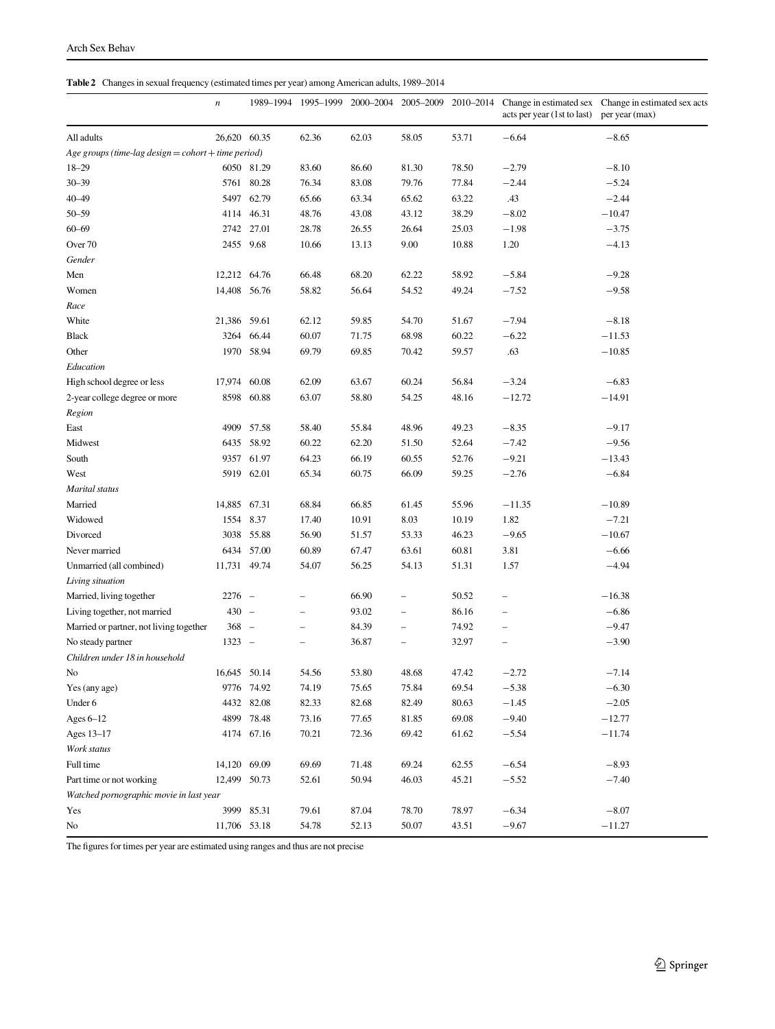**Table 2** Changes in sexual frequency (estimated times per year) among American adults, 1989–2014

| | *n* | 1989–1994 | 1995–1999 | 2000–2004 | 2005–2009 | 2010–2014 | Change in estimated sex acts per year (1st to last) | Change in estimated sex acts per year (max) |
|---|---|---|---|---|---|---|---|---|
| All adults | 26,620 | 60.35 | 62.36 | 62.03 | 58.05 | 53.71 | −6.64 | −8.65 |
| *Age groups (time-lag design = cohort + time period)* | | | | | | | | |
| 18–29 | 6050 | 81.29 | 83.60 | 86.60 | 81.30 | 78.50 | −2.79 | −8.10 |
| 30–39 | 5761 | 80.28 | 76.34 | 83.08 | 79.76 | 77.84 | −2.44 | −5.24 |
| 40–49 | 5497 | 62.79 | 65.66 | 63.34 | 65.62 | 63.22 | .43 | −2.44 |
| 50–59 | 4114 | 46.31 | 48.76 | 43.08 | 43.12 | 38.29 | −8.02 | −10.47 |
| 60–69 | 2742 | 27.01 | 28.78 | 26.55 | 26.64 | 25.03 | −1.98 | −3.75 |
| Over 70 | 2455 | 9.68 | 10.66 | 13.13 | 9.00 | 10.88 | 1.20 | −4.13 |
| *Gender* | | | | | | | | |
| Men | 12,212 | 64.76 | 66.48 | 68.20 | 62.22 | 58.92 | −5.84 | −9.28 |
| Women | 14,408 | 56.76 | 58.82 | 56.64 | 54.52 | 49.24 | −7.52 | −9.58 |
| *Race* | | | | | | | | |
| White | 21,386 | 59.61 | 62.12 | 59.85 | 54.70 | 51.67 | −7.94 | −8.18 |
| Black | 3264 | 66.44 | 60.07 | 71.75 | 68.98 | 60.22 | −6.22 | −11.53 |
| Other | 1970 | 58.94 | 69.79 | 69.85 | 70.42 | 59.57 | .63 | −10.85 |
| *Education* | | | | | | | | |
| High school degree or less | 17,974 | 60.08 | 62.09 | 63.67 | 60.24 | 56.84 | −3.24 | −6.83 |
| 2-year college degree or more | 8598 | 60.88 | 63.07 | 58.80 | 54.25 | 48.16 | −12.72 | −14.91 |
| *Region* | | | | | | | | |
| East | 4909 | 57.58 | 58.40 | 55.84 | 48.96 | 49.23 | −8.35 | −9.17 |
| Midwest | 6435 | 58.92 | 60.22 | 62.20 | 51.50 | 52.64 | −7.42 | −9.56 |
| South | 9357 | 61.97 | 64.23 | 66.19 | 60.55 | 52.76 | −9.21 | −13.43 |
| West | 5919 | 62.01 | 65.34 | 60.75 | 66.09 | 59.25 | −2.76 | −6.84 |
| *Marital status* | | | | | | | | |
| Married | 14,885 | 67.31 | 68.84 | 66.85 | 61.45 | 55.96 | −11.35 | −10.89 |
| Widowed | 1554 | 8.37 | 17.40 | 10.91 | 8.03 | 10.19 | 1.82 | −7.21 |
| Divorced | 3038 | 55.88 | 56.90 | 51.57 | 53.33 | 46.23 | −9.65 | −10.67 |
| Never married | 6434 | 57.00 | 60.89 | 67.47 | 63.61 | 60.81 | 3.81 | −6.66 |
| Unmarried (all combined) | 11,731 | 49.74 | 54.07 | 56.25 | 54.13 | 51.31 | 1.57 | −4.94 |
| *Living situation* | | | | | | | | |
| Married, living together | 2276 | – | – | 66.90 | – | 50.52 | – | −16.38 |
| Living together, not married | 430 | – | – | 93.02 | – | 86.16 | – | −6.86 |
| Married or partner, not living together | 368 | – | – | 84.39 | – | 74.92 | – | −9.47 |
| No steady partner | 1323 | – | – | 36.87 | – | 32.97 | – | −3.90 |
| *Children under 18 in household* | | | | | | | | |
| No | 16,645 | 50.14 | 54.56 | 53.80 | 48.68 | 47.42 | −2.72 | −7.14 |
| Yes (any age) | 9776 | 74.92 | 74.19 | 75.65 | 75.84 | 69.54 | −5.38 | −6.30 |
| Under 6 | 4432 | 82.08 | 82.33 | 82.68 | 82.49 | 80.63 | −1.45 | −2.05 |
| Ages 6–12 | 4899 | 78.48 | 73.16 | 77.65 | 81.85 | 69.08 | −9.40 | −12.77 |
| Ages 13–17 | 4174 | 67.16 | 70.21 | 72.36 | 69.42 | 61.62 | −5.54 | −11.74 |
| *Work status* | | | | | | | | |
| Full time | 14,120 | 69.09 | 69.69 | 71.48 | 69.24 | 62.55 | −6.54 | −8.93 |
| Part time or not working | 12,499 | 50.73 | 52.61 | 50.94 | 46.03 | 45.21 | −5.52 | −7.40 |
| *Watched pornographic movie in last year* | | | | | | | | |
| Yes | 3999 | 85.31 | 79.61 | 87.04 | 78.70 | 78.97 | −6.34 | −8.07 |
| No | 11,706 | 53.18 | 54.78 | 52.13 | 50.07 | 43.51 | −9.67 | −11.27 |

The figures for times per year are estimated using ranges and thus are not precise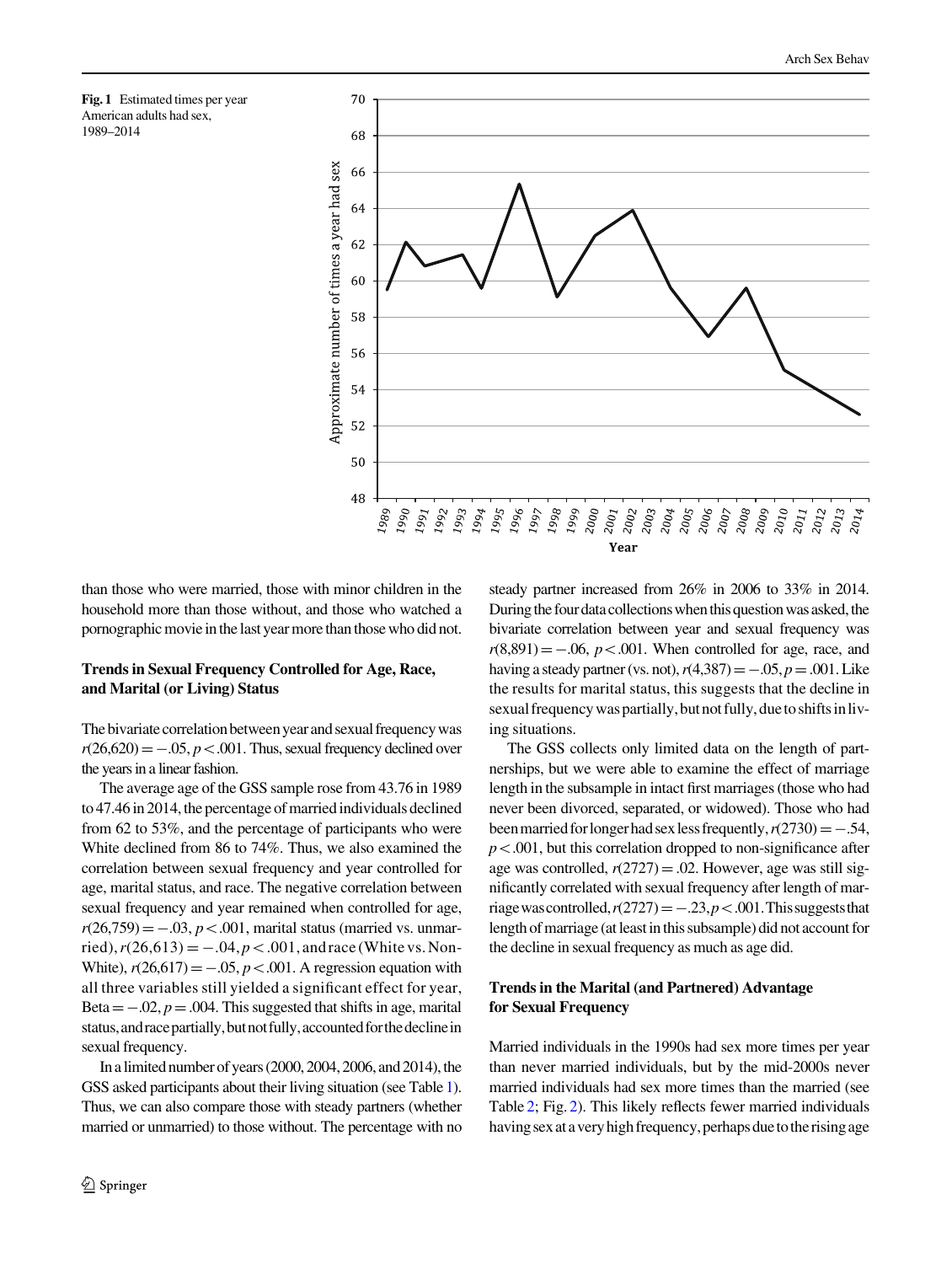**Fig. 1** Estimated times per year American adults had sex, 1989–2014

than those who were married, those with minor children in the household more than those without, and those who watched a pornographic movie in the last year more than those who did not.

### Trends in Sexual Frequency Controlled for Age, Race, and Marital (or Living) Status

The bivariate correlation between year and sexual frequency was $r(26{,}620) = -.05$, $p < .001$. Thus, sexual frequency declined over the years in a linear fashion.

The average age of the GSS sample rose from 43.76 in 1989 to 47.46 in 2014, the percentage of married individuals declined from 62 to 53%, and the percentage of participants who were White declined from 86 to 74%. Thus, we also examined the correlation between sexual frequency and year controlled for age, marital status, and race. The negative correlation between sexual frequency and year remained when controlled for age, $r(26{,}759) = -.03$, $p < .001$, marital status (married vs. unmarried), $r(26{,}613) = -.04$, $p < .001$, and race (White vs. Non-White), $r(26{,}617) = -.05$, $p < .001$. A regression equation with all three variables still yielded a significant effect for year, Beta $= -.02$, $p = .004$. This suggested that shifts in age, marital status, and race partially, but not fully, accounted for the decline in sexual frequency.

In a limited number of years (2000, 2004, 2006, and 2014), the GSS asked participants about their living situation (see Table 1). Thus, we can also compare those with steady partners (whether married or unmarried) to those without. The percentage with no steady partner increased from 26% in 2006 to 33% in 2014. During the four data collections when this question was asked, the bivariate correlation between year and sexual frequency was $r(8{,}891) = -.06$, $p < .001$. When controlled for age, race, and having a steady partner (vs. not), $r(4{,}387) = -.05$, $p = .001$. Like the results for marital status, this suggests that the decline in sexual frequency was partially, but not fully, due to shifts in living situations.

The GSS collects only limited data on the length of partnerships, but we were able to examine the effect of marriage length in the subsample in intact first marriages (those who had never been divorced, separated, or widowed). Those who had been married for longer had sex less frequently, $r(2730) = -.54$, $p < .001$, but this correlation dropped to non-significance after age was controlled, $r(2727) = .02$. However, age was still significantly correlated with sexual frequency after length of marriage was controlled, $r(2727) = -.23$, $p < .001$. This suggests that length of marriage (at least in this subsample) did not account for the decline in sexual frequency as much as age did.

### Trends in the Marital (and Partnered) Advantage for Sexual Frequency

Married individuals in the 1990s had sex more times per year than never married individuals, but by the mid-2000s never married individuals had sex more times than the married (see Table 2; Fig. 2). This likely reflects fewer married individuals having sex at a very high frequency, perhaps due to the rising age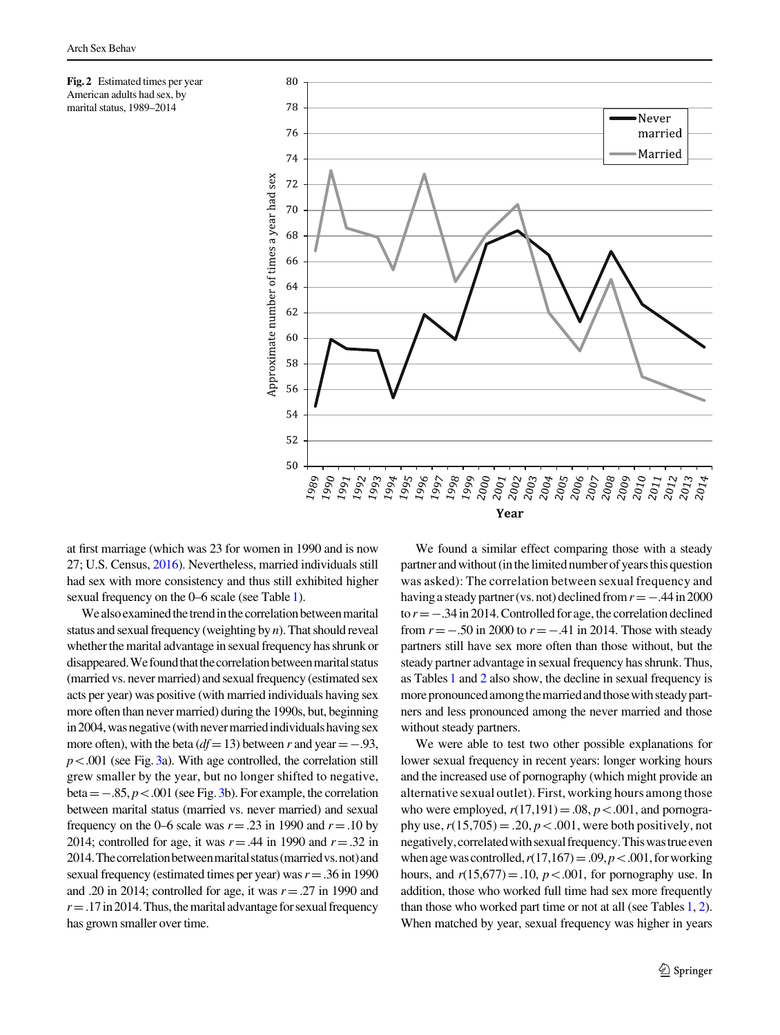Fig. 2 Estimated times per year American adults had sex, by marital status, 1989–2014

at first marriage (which was 23 for women in 1990 and is now 27; U.S. Census, 2016). Nevertheless, married individuals still had sex with more consistency and thus still exhibited higher sexual frequency on the 0–6 scale (see Table 1).

We also examined the trend in the correlation between marital status and sexual frequency (weighting by $n$). That should reveal whether the marital advantage in sexual frequency has shrunk or disappeared. We found that the correlation between marital status (married vs. never married) and sexual frequency (estimated sex acts per year) was positive (with married individuals having sex more often than never married) during the 1990s, but, beginning in 2004, was negative (with never married individuals having sex more often), with the beta ($df = 13$) between $r$ and year $= -.93$, $p < .001$ (see Fig. 3a). With age controlled, the correlation still grew smaller by the year, but no longer shifted to negative, beta $= -.85$, $p < .001$ (see Fig. 3b). For example, the correlation between marital status (married vs. never married) and sexual frequency on the 0–6 scale was $r = .23$ in 1990 and $r = .10$ by 2014; controlled for age, it was $r = .44$ in 1990 and $r = .32$ in 2014. The correlation between marital status (married vs. not) and sexual frequency (estimated times per year) was $r = .36$ in 1990 and .20 in 2014; controlled for age, it was $r = .27$ in 1990 and $r = .17$ in 2014. Thus, the marital advantage for sexual frequency has grown smaller over time.

We found a similar effect comparing those with a steady partner and without (in the limited number of years this question was asked): The correlation between sexual frequency and having a steady partner (vs. not) declined from $r = -.44$ in 2000 to $r = -.34$ in 2014. Controlled for age, the correlation declined from $r = -.50$ in 2000 to $r = -.41$ in 2014. Those with steady partners still have sex more often than those without, but the steady partner advantage in sexual frequency has shrunk. Thus, as Tables 1 and 2 also show, the decline in sexual frequency is more pronounced among the married and those with steady partners and less pronounced among the never married and those without steady partners.

We were able to test two other possible explanations for lower sexual frequency in recent years: longer working hours and the increased use of pornography (which might provide an alternative sexual outlet). First, working hours among those who were employed, $r(17{,}191) = .08$, $p < .001$, and pornography use, $r(15{,}705) = .20$, $p < .001$, were both positively, not negatively, correlated with sexual frequency. This was true even when age was controlled, $r(17{,}167) = .09$, $p < .001$, for working hours, and $r(15{,}677) = .10$, $p < .001$, for pornography use. In addition, those who worked full time had sex more frequently than those who worked part time or not at all (see Tables 1, 2). When matched by year, sexual frequency was higher in years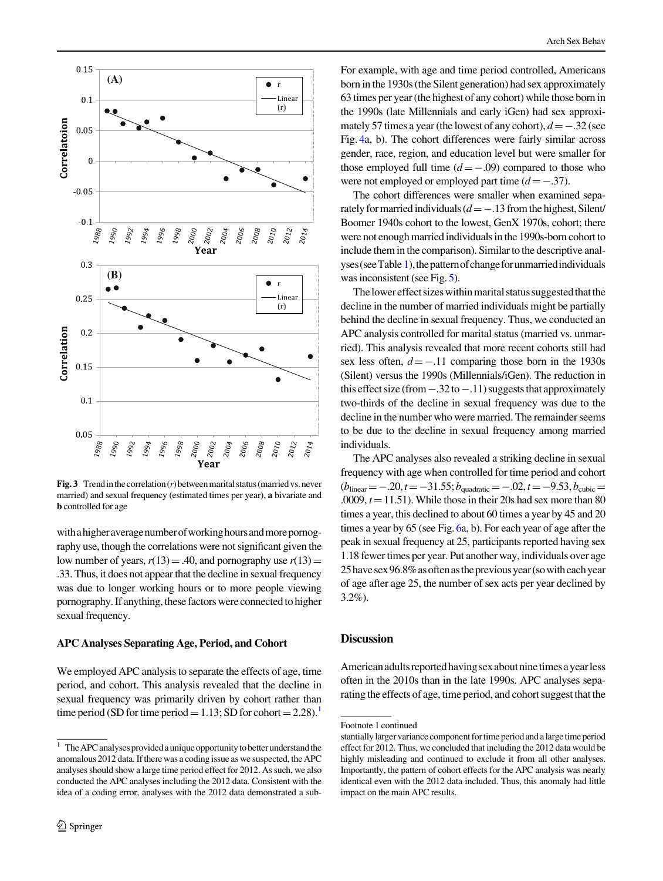Fig. 3 Trend in the correlation ($r$) between marital status (married vs. never married) and sexual frequency (estimated times per year), **a** bivariate and **b** controlled for age

with a higher average number of working hours and more pornography use, though the correlations were not significant given the low number of years, $r(13) = .40$, and pornography use $r(13) = .33$. Thus, it does not appear that the decline in sexual frequency was due to longer working hours or to more people viewing pornography. If anything, these factors were connected to higher sexual frequency.

### APC Analyses Separating Age, Period, and Cohort

We employed APC analysis to separate the effects of age, time period, and cohort. This analysis revealed that the decline in sexual frequency was primarily driven by cohort rather than time period (SD for time period = 1.13; SD for cohort = 2.28).[1] For example, with age and time period controlled, Americans born in the 1930s (the Silent generation) had sex approximately 63 times per year (the highest of any cohort) while those born in the 1990s (late Millennials and early iGen) had sex approximately 57 times a year (the lowest of any cohort), $d = -.32$ (see Fig. 4a, b). The cohort differences were fairly similar across gender, race, region, and education level but were smaller for those employed full time ($d = -.09$) compared to those who were not employed or employed part time ($d = -.37$).

The cohort differences were smaller when examined separately for married individuals ($d = -.13$ from the highest, Silent/Boomer 1940s cohort to the lowest, GenX 1970s, cohort; there were not enough married individuals in the 1990s-born cohort to include them in the comparison). Similar to the descriptive analyses (see Table 1), the pattern of change for unmarried individuals was inconsistent (see Fig. 5).

The lower effect sizes within marital status suggested that the decline in the number of married individuals might be partially behind the decline in sexual frequency. Thus, we conducted an APC analysis controlled for marital status (married vs. unmarried). This analysis revealed that more recent cohorts still had sex less often, $d = -.11$ comparing those born in the 1930s (Silent) versus the 1990s (Millennials/iGen). The reduction in this effect size (from $-.32$ to $-.11$) suggests that approximately two-thirds of the decline in sexual frequency was due to the decline in the number who were married. The remainder seems to be due to the decline in sexual frequency among married individuals.

The APC analyses also revealed a striking decline in sexual frequency with age when controlled for time period and cohort ($b_{\text{linear}} = -.20$, $t = -31.55$; $b_{\text{quadratic}} = -.02$, $t = -9.53$, $b_{\text{cubic}} = .0009$, $t = 11.51$). While those in their 20s had sex more than 80 times a year, this declined to about 60 times a year by 45 and 20 times a year by 65 (see Fig. 6a, b). For each year of age after the peak in sexual frequency at 25, participants reported having sex 1.18 fewer times per year. Put another way, individuals over age 25 have sex 96.8% as often as the previous year (so with each year of age after age 25, the number of sex acts per year declined by 3.2%).

## Discussion

American adults reported having sex about nine times a year less often in the 2010s than in the late 1990s. APC analyses separating the effects of age, time period, and cohort suggest that the

[1] The APC analyses provided a unique opportunity to better understand the anomalous 2012 data. If there was a coding issue as we suspected, the APC analyses should show a large time period effect for 2012. As such, we also conducted the APC analyses including the 2012 data. Consistent with the idea of a coding error, analyses with the 2012 data demonstrated a substantially larger variance component for time period and a large time period effect for 2012. Thus, we concluded that including the 2012 data would be highly misleading and continued to exclude it from all other analyses. Importantly, the pattern of cohort effects for the APC analysis was nearly identical even with the 2012 data included. Thus, this anomaly had little impact on the main APC results.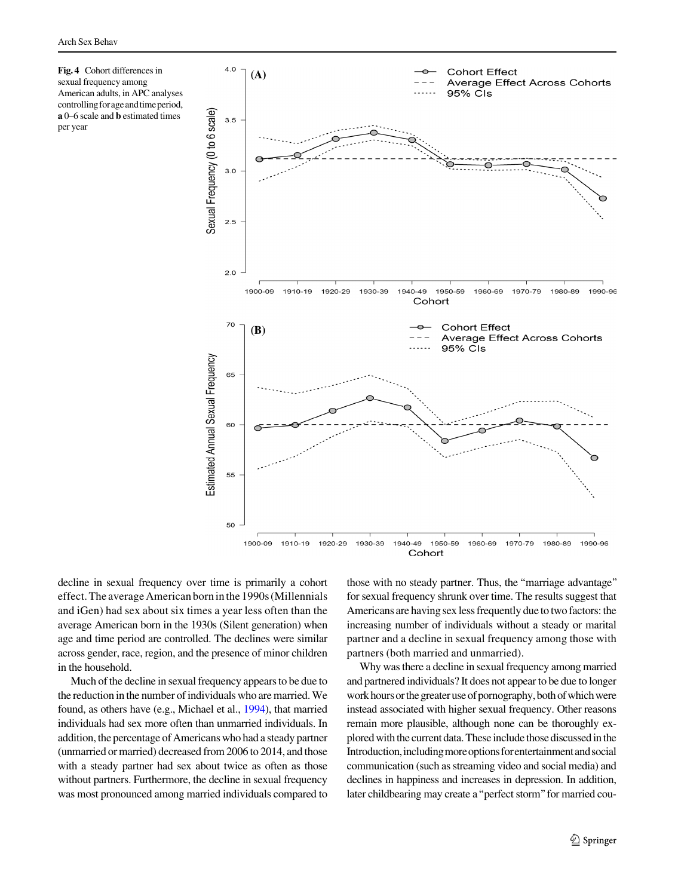**Fig. 4** Cohort differences in sexual frequency among American adults, in APC analyses controlling for age and time period, **a** 0–6 scale and **b** estimated times per year

decline in sexual frequency over time is primarily a cohort effect. The average American born in the 1990s (Millennials and iGen) had sex about six times a year less often than the average American born in the 1930s (Silent generation) when age and time period are controlled. The declines were similar across gender, race, region, and the presence of minor children in the household.

Much of the decline in sexual frequency appears to be due to the reduction in the number of individuals who are married. We found, as others have (e.g., Michael et al., 1994), that married individuals had sex more often than unmarried individuals. In addition, the percentage of Americans who had a steady partner (unmarried or married) decreased from 2006 to 2014, and those with a steady partner had sex about twice as often as those without partners. Furthermore, the decline in sexual frequency was most pronounced among married individuals compared to those with no steady partner. Thus, the "marriage advantage" for sexual frequency shrunk over time. The results suggest that Americans are having sex less frequently due to two factors: the increasing number of individuals without a steady or marital partner and a decline in sexual frequency among those with partners (both married and unmarried).

Why was there a decline in sexual frequency among married and partnered individuals? It does not appear to be due to longer work hours or the greater use of pornography, both of which were instead associated with higher sexual frequency. Other reasons remain more plausible, although none can be thoroughly explored with the current data. These include those discussed in the Introduction, including more options for entertainment and social communication (such as streaming video and social media) and declines in happiness and increases in depression. In addition, later childbearing may create a "perfect storm" for married cou-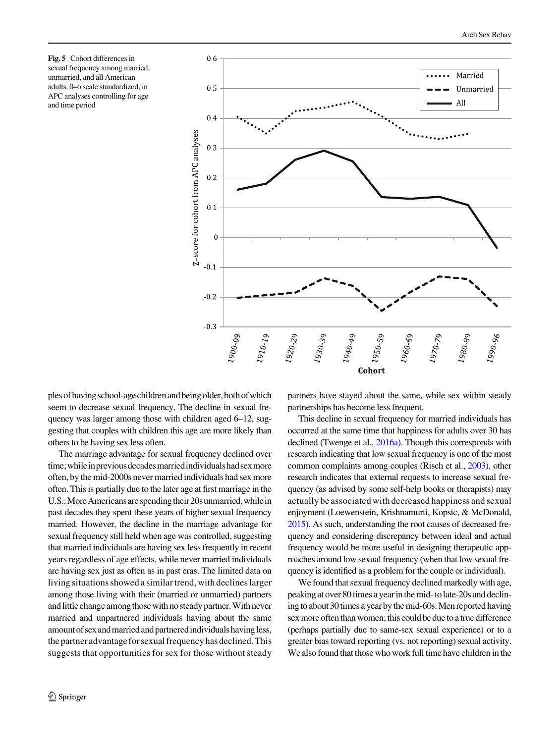**Fig. 5** Cohort differences in sexual frequency among married, unmarried, and all American adults, 0–6 scale standardized, in APC analyses controlling for age and time period

ples of having school-age children and being older, both of which seem to decrease sexual frequency. The decline in sexual frequency was larger among those with children aged 6–12, suggesting that couples with children this age are more likely than others to be having sex less often.

The marriage advantage for sexual frequency declined over time; while in previous decades married individuals had sex more often, by the mid-2000s never married individuals had sex more often. This is partially due to the later age at first marriage in the U.S.: More Americans are spending their 20s unmarried, while in past decades they spent these years of higher sexual frequency married. However, the decline in the marriage advantage for sexual frequency still held when age was controlled, suggesting that married individuals are having sex less frequently in recent years regardless of age effects, while never married individuals are having sex just as often as in past eras. The limited data on living situations showed a similar trend, with declines larger among those living with their (married or unmarried) partners and little change among those with no steady partner. With never married and unpartnered individuals having about the same amount of sex and married and partnered individuals having less, the partner advantage for sexual frequency has declined. This suggests that opportunities for sex for those without steady partners have stayed about the same, while sex within steady partnerships has become less frequent.

This decline in sexual frequency for married individuals has occurred at the same time that happiness for adults over 30 has declined (Twenge et al., 2016a). Though this corresponds with research indicating that low sexual frequency is one of the most common complaints among couples (Risch et al., 2003), other research indicates that external requests to increase sexual frequency (as advised by some self-help books or therapists) may actually be associated with decreased happiness and sexual enjoyment (Loewenstein, Krishnamurti, Kopsic, & McDonald, 2015). As such, understanding the root causes of decreased frequency and considering discrepancy between ideal and actual frequency would be more useful in designing therapeutic approaches around low sexual frequency (when that low sexual frequency is identified as a problem for the couple or individual).

We found that sexual frequency declined markedly with age, peaking at over 80 times a year in the mid- to late-20s and declining to about 30 times a year by the mid-60s. Men reported having sex more often than women; this could be due to a true difference (perhaps partially due to same-sex sexual experience) or to a greater bias toward reporting (vs. not reporting) sexual activity. We also found that those who work full time have children in the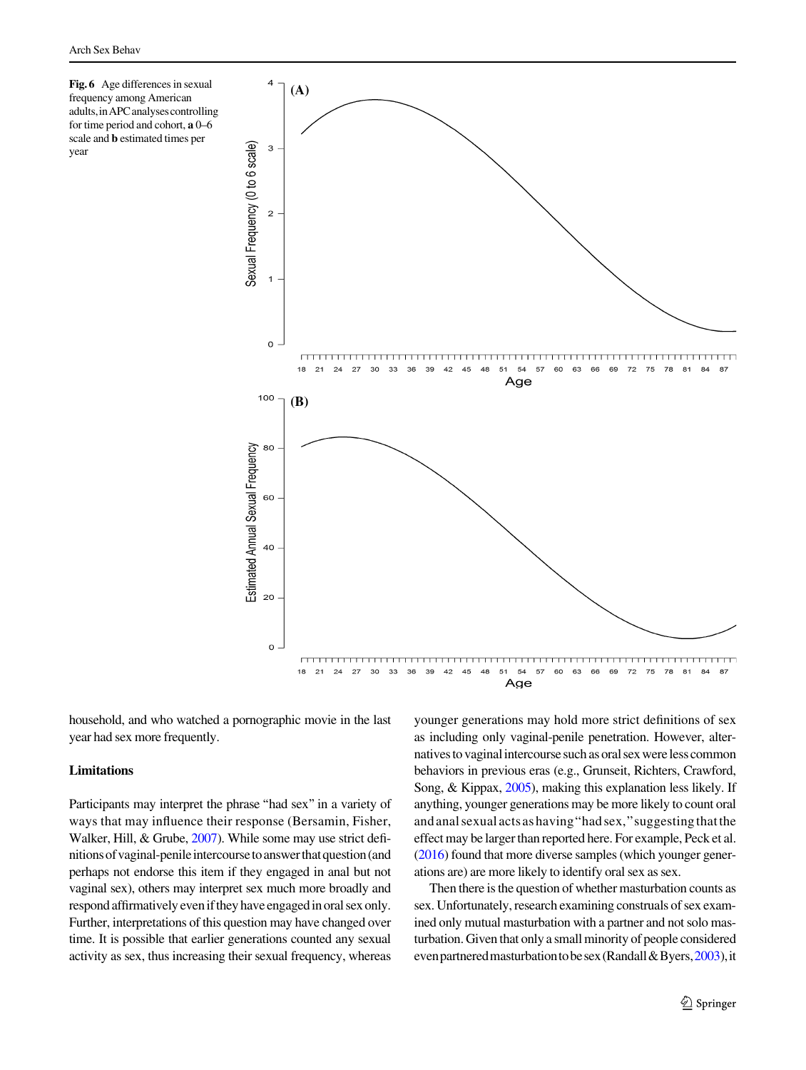**Fig. 6** Age differences in sexual frequency among American adults, in APC analyses controlling for time period and cohort, **a** 0–6 scale and **b** estimated times per year

household, and who watched a pornographic movie in the last year had sex more frequently.

### Limitations

Participants may interpret the phrase "had sex" in a variety of ways that may influence their response (Bersamin, Fisher, Walker, Hill, & Grube, 2007). While some may use strict definitions of vaginal-penile intercourse to answer that question (and perhaps not endorse this item if they engaged in anal but not vaginal sex), others may interpret sex much more broadly and respond affirmatively even if they have engaged in oral sex only. Further, interpretations of this question may have changed over time. It is possible that earlier generations counted any sexual activity as sex, thus increasing their sexual frequency, whereas younger generations may hold more strict definitions of sex as including only vaginal-penile penetration. However, alternatives to vaginal intercourse such as oral sex were less common behaviors in previous eras (e.g., Grunseit, Richters, Crawford, Song, & Kippax, 2005), making this explanation less likely. If anything, younger generations may be more likely to count oral and anal sexual acts as having "had sex," suggesting that the effect may be larger than reported here. For example, Peck et al. (2016) found that more diverse samples (which younger generations are) are more likely to identify oral sex as sex.

Then there is the question of whether masturbation counts as sex. Unfortunately, research examining construals of sex examined only mutual masturbation with a partner and not solo masturbation. Given that only a small minority of people considered even partnered masturbation to be sex (Randall & Byers, 2003), it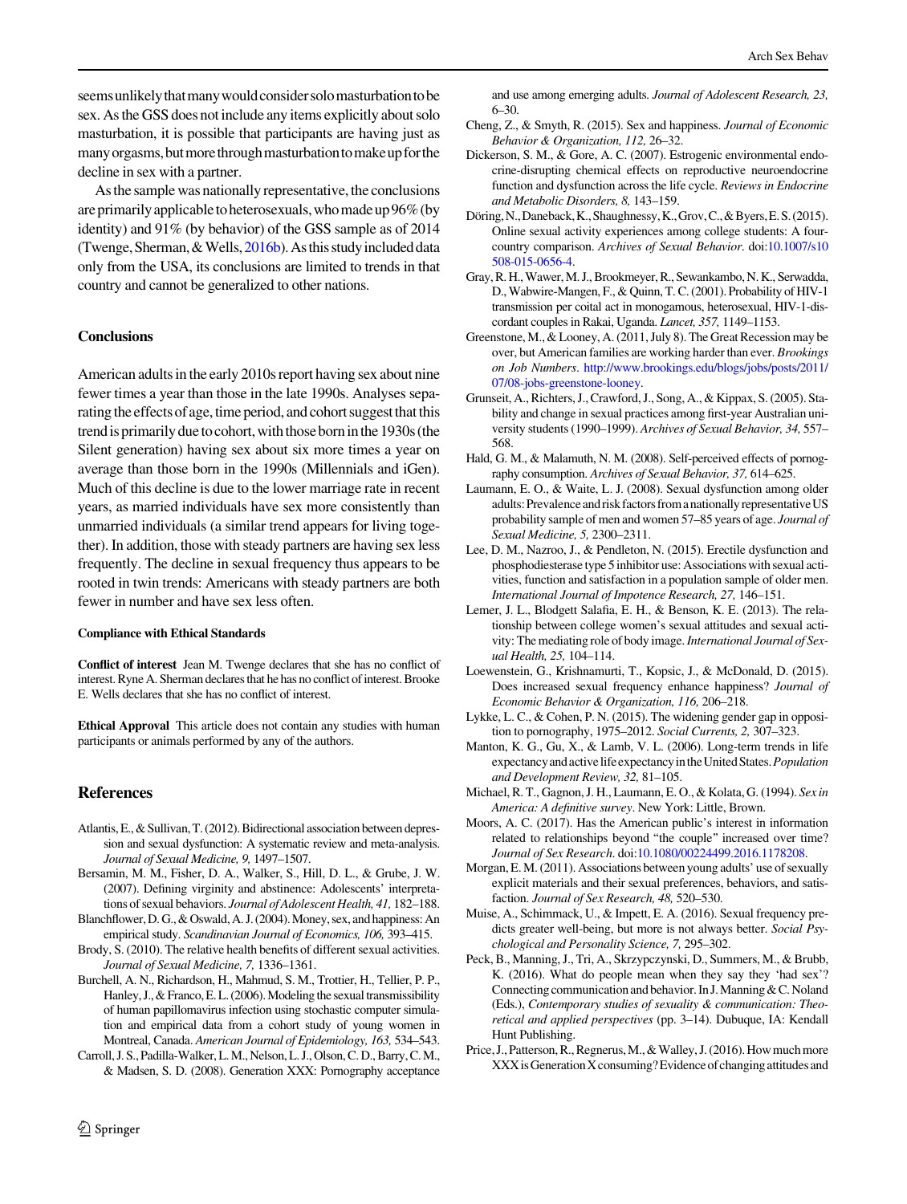seems unlikely that many would consider solo masturbation to be sex. As the GSS does not include any items explicitly about solo masturbation, it is possible that participants are having just as many orgasms, but more through masturbation to make up for the decline in sex with a partner.

As the sample was nationally representative, the conclusions are primarily applicable to heterosexuals, who made up 96% (by identity) and 91% (by behavior) of the GSS sample as of 2014 (Twenge, Sherman, & Wells, 2016b). As this study included data only from the USA, its conclusions are limited to trends in that country and cannot be generalized to other nations.

## Conclusions

American adults in the early 2010s report having sex about nine fewer times a year than those in the late 1990s. Analyses separating the effects of age, time period, and cohort suggest that this trend is primarily due to cohort, with those born in the 1930s (the Silent generation) having sex about six more times a year on average than those born in the 1990s (Millennials and iGen). Much of this decline is due to the lower marriage rate in recent years, as married individuals have sex more consistently than unmarried individuals (a similar trend appears for living together). In addition, those with steady partners are having sex less frequently. The decline in sexual frequency thus appears to be rooted in twin trends: Americans with steady partners are both fewer in number and have sex less often.

#### Compliance with Ethical Standards

**Conflict of interest** Jean M. Twenge declares that she has no conflict of interest. Ryne A. Sherman declares that he has no conflict of interest. Brooke E. Wells declares that she has no conflict of interest.

**Ethical Approval** This article does not contain any studies with human participants or animals performed by any of the authors.

## References

Atlantis, E., & Sullivan, T. (2012). Bidirectional association between depression and sexual dysfunction: A systematic review and meta-analysis. *Journal of Sexual Medicine, 9,* 1497–1507.

Bersamin, M. M., Fisher, D. A., Walker, S., Hill, D. L., & Grube, J. W. (2007). Defining virginity and abstinence: Adolescents' interpretations of sexual behaviors. *Journal of Adolescent Health, 41,* 182–188.

Blanchflower, D. G., & Oswald, A. J. (2004). Money, sex, and happiness: An empirical study. *Scandinavian Journal of Economics, 106,* 393–415.

Brody, S. (2010). The relative health benefits of different sexual activities. *Journal of Sexual Medicine, 7,* 1336–1361.

Burchell, A. N., Richardson, H., Mahmud, S. M., Trottier, H., Tellier, P. P., Hanley, J., & Franco, E. L. (2006). Modeling the sexual transmissibility of human papillomavirus infection using stochastic computer simulation and empirical data from a cohort study of young women in Montreal, Canada. *American Journal of Epidemiology, 163,* 534–543.

Carroll, J. S., Padilla-Walker, L. M., Nelson, L. J., Olson, C. D., Barry, C. M., & Madsen, S. D. (2008). Generation XXX: Pornography acceptance and use among emerging adults. *Journal of Adolescent Research, 23,* 6–30.

Cheng, Z., & Smyth, R. (2015). Sex and happiness. *Journal of Economic Behavior & Organization, 112,* 26–32.

Dickerson, S. M., & Gore, A. C. (2007). Estrogenic environmental endocrine-disrupting chemical effects on reproductive neuroendocrine function and dysfunction across the life cycle. *Reviews in Endocrine and Metabolic Disorders, 8,* 143–159.

Döring, N., Daneback, K., Shaughnessy, K., Grov, C., & Byers, E. S. (2015). Online sexual activity experiences among college students: A four-country comparison. *Archives of Sexual Behavior*. doi:10.1007/s10508-015-0656-4.

Gray, R. H., Wawer, M. J., Brookmeyer, R., Sewankambo, N. K., Serwadda, D., Wabwire-Mangen, F., & Quinn, T. C. (2001). Probability of HIV-1 transmission per coital act in monogamous, heterosexual, HIV-1-discordant couples in Rakai, Uganda. *Lancet, 357,* 1149–1153.

Greenstone, M., & Looney, A. (2011, July 8). The Great Recession may be over, but American families are working harder than ever. *Brookings on Job Numbers*. http://www.brookings.edu/blogs/jobs/posts/2011/07/08-jobs-greenstone-looney.

Grunseit, A., Richters, J., Crawford, J., Song, A., & Kippax, S. (2005). Stability and change in sexual practices among first-year Australian university students (1990–1999). *Archives of Sexual Behavior, 34,* 557–568.

Hald, G. M., & Malamuth, N. M. (2008). Self-perceived effects of pornography consumption. *Archives of Sexual Behavior, 37,* 614–625.

Laumann, E. O., & Waite, L. J. (2008). Sexual dysfunction among older adults: Prevalence and risk factors from a nationally representative US probability sample of men and women 57–85 years of age. *Journal of Sexual Medicine, 5,* 2300–2311.

Lee, D. M., Nazroo, J., & Pendleton, N. (2015). Erectile dysfunction and phosphodiesterase type 5 inhibitor use: Associations with sexual activities, function and satisfaction in a population sample of older men. *International Journal of Impotence Research, 27,* 146–151.

Lemer, J. L., Blodgett Salafia, E. H., & Benson, K. E. (2013). The relationship between college women's sexual attitudes and sexual activity: The mediating role of body image. *International Journal of Sexual Health, 25,* 104–114.

Loewenstein, G., Krishnamurti, T., Kopsic, J., & McDonald, D. (2015). Does increased sexual frequency enhance happiness? *Journal of Economic Behavior & Organization, 116,* 206–218.

Lykke, L. C., & Cohen, P. N. (2015). The widening gender gap in opposition to pornography, 1975–2012. *Social Currents, 2,* 307–323.

Manton, K. G., Gu, X., & Lamb, V. L. (2006). Long-term trends in life expectancy and active life expectancy in the United States. *Population and Development Review, 32,* 81–105.

Michael, R. T., Gagnon, J. H., Laumann, E. O., & Kolata, G. (1994). *Sex in America: A definitive survey*. New York: Little, Brown.

Moors, A. C. (2017). Has the American public's interest in information related to relationships beyond "the couple" increased over time? *Journal of Sex Research*. doi:10.1080/00224499.2016.1178208.

Morgan, E. M. (2011). Associations between young adults' use of sexually explicit materials and their sexual preferences, behaviors, and satisfaction. *Journal of Sex Research, 48,* 520–530.

Muise, A., Schimmack, U., & Impett, E. A. (2016). Sexual frequency predicts greater well-being, but more is not always better. *Social Psychological and Personality Science, 7,* 295–302.

Peck, B., Manning, J., Tri, A., Skrzypczynski, D., Summers, M., & Brubb, K. (2016). What do people mean when they say they 'had sex'? Connecting communication and behavior. In J. Manning & C. Noland (Eds.), *Contemporary studies of sexuality & communication: Theoretical and applied perspectives* (pp. 3–14). Dubuque, IA: Kendall Hunt Publishing.

Price, J., Patterson, R., Regnerus, M., & Walley, J. (2016). How much more XXX is Generation X consuming? Evidence of changing attitudes and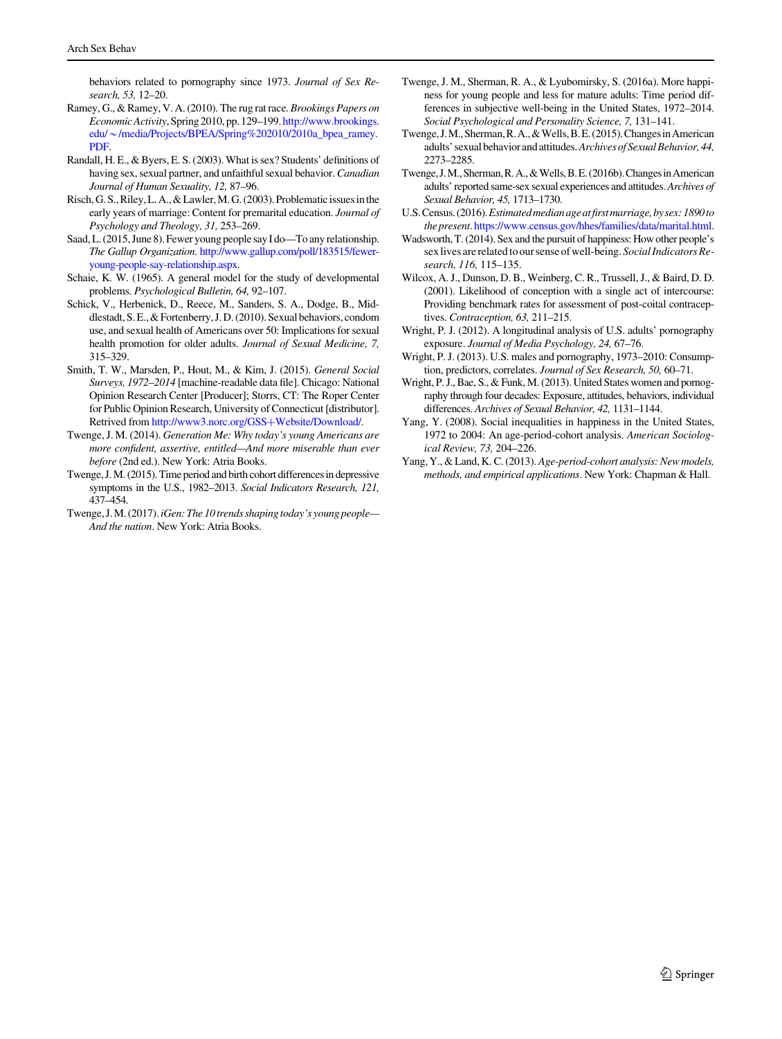behaviors related to pornography since 1973. *Journal of Sex Research, 53,* 12–20.

Ramey, G., & Ramey, V. A. (2010). The rug rat race. *Brookings Papers on Economic Activity*, Spring 2010, pp. 129–199. http://www.brookings.edu/~/media/Projects/BPEA/Spring%202010/2010a_bpea_ramey.PDF.

Randall, H. E., & Byers, E. S. (2003). What is sex? Students' definitions of having sex, sexual partner, and unfaithful sexual behavior. *Canadian Journal of Human Sexuality, 12,* 87–96.

Risch, G. S., Riley, L. A., & Lawler, M. G. (2003). Problematic issues in the early years of marriage: Content for premarital education. *Journal of Psychology and Theology, 31,* 253–269.

Saad, L. (2015, June 8). Fewer young people say I do—To any relationship. *The Gallup Organization*. http://www.gallup.com/poll/183515/fewer-young-people-say-relationship.aspx.

Schaie, K. W. (1965). A general model for the study of developmental problems. *Psychological Bulletin, 64,* 92–107.

Schick, V., Herbenick, D., Reece, M., Sanders, S. A., Dodge, B., Middlestadt, S. E., & Fortenberry, J. D. (2010). Sexual behaviors, condom use, and sexual health of Americans over 50: Implications for sexual health promotion for older adults. *Journal of Sexual Medicine, 7,* 315–329.

Smith, T. W., Marsden, P., Hout, M., & Kim, J. (2015). *General Social Surveys, 1972–2014* [machine-readable data file]. Chicago: National Opinion Research Center [Producer]; Storrs, CT: The Roper Center for Public Opinion Research, University of Connecticut [distributor]. Retrived from http://www3.norc.org/GSS+Website/Download/.

Twenge, J. M. (2014). *Generation Me: Why today's young Americans are more confident, assertive, entitled—And more miserable than ever before* (2nd ed.). New York: Atria Books.

Twenge, J. M. (2015). Time period and birth cohort differences in depressive symptoms in the U.S., 1982–2013. *Social Indicators Research, 121,* 437–454.

Twenge, J. M. (2017). *iGen: The 10 trends shaping today's young people—And the nation*. New York: Atria Books.

Twenge, J. M., Sherman, R. A., & Lyubomirsky, S. (2016a). More happiness for young people and less for mature adults: Time period differences in subjective well-being in the United States, 1972–2014. *Social Psychological and Personality Science, 7,* 131–141.

Twenge, J. M., Sherman, R. A., & Wells, B. E. (2015). Changes in American adults' sexual behavior and attitudes. *Archives of Sexual Behavior, 44,* 2273–2285.

Twenge, J. M., Sherman, R. A., & Wells, B. E. (2016b). Changes in American adults' reported same-sex sexual experiences and attitudes. *Archives of Sexual Behavior, 45,* 1713–1730.

U.S. Census. (2016). *Estimated median age at first marriage, by sex: 1890 to the present*. https://www.census.gov/hhes/families/data/marital.html.

Wadsworth, T. (2014). Sex and the pursuit of happiness: How other people's sex lives are related to our sense of well-being. *Social Indicators Research, 116,* 115–135.

Wilcox, A. J., Dunson, D. B., Weinberg, C. R., Trussell, J., & Baird, D. D. (2001). Likelihood of conception with a single act of intercourse: Providing benchmark rates for assessment of post-coital contraceptives. *Contraception, 63,* 211–215.

Wright, P. J. (2012). A longitudinal analysis of U.S. adults' pornography exposure. *Journal of Media Psychology, 24,* 67–76.

Wright, P. J. (2013). U.S. males and pornography, 1973–2010: Consumption, predictors, correlates. *Journal of Sex Research, 50,* 60–71.

Wright, P. J., Bae, S., & Funk, M. (2013). United States women and pornography through four decades: Exposure, attitudes, behaviors, individual differences. *Archives of Sexual Behavior, 42,* 1131–1144.

Yang, Y. (2008). Social inequalities in happiness in the United States, 1972 to 2004: An age-period-cohort analysis. *American Sociological Review, 73,* 204–226.

Yang, Y., & Land, K. C. (2013). *Age-period-cohort analysis: New models, methods, and empirical applications*. New York: Chapman & Hall.